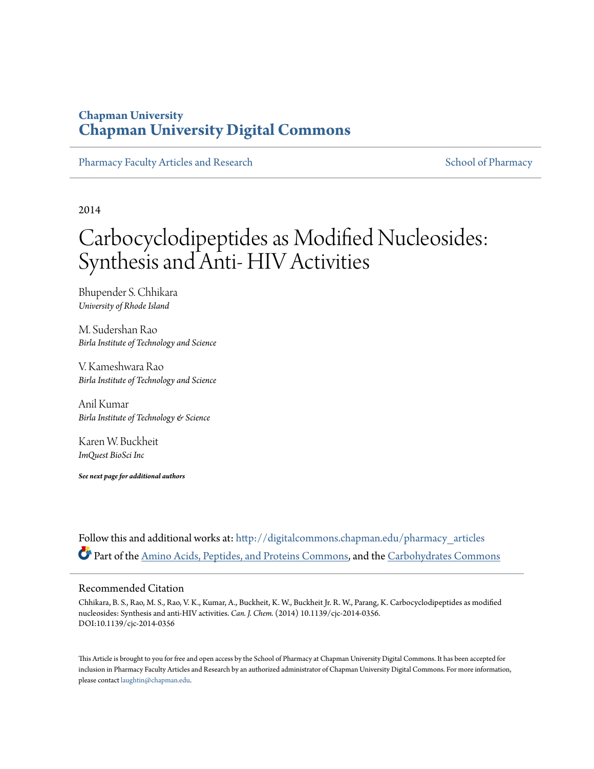Chapman University

# Chapman University Digital Commons

Pharmacy Faculty Articles and Research | School of Pharmacy

2014

# Carbocyclodipeptides as Modified Nucleosides: Synthesis and Anti- HIV Activities

Bhupender S. Chhikara
*University of Rhode Island*

M. Sudershan Rao
*Birla Institute of Technology and Science*

V. Kameshwara Rao
*Birla Institute of Technology and Science*

Anil Kumar
*Birla Institute of Technology & Science*

Karen W. Buckheit
*ImQuest BioSci Inc*

***See next page for additional authors***

Follow this and additional works at: http://digitalcommons.chapman.edu/pharmacy_articles

Part of the Amino Acids, Peptides, and Proteins Commons, and the Carbohydrates Commons

## Recommended Citation

Chhikara, B. S., Rao, M. S., Rao, V. K., Kumar, A., Buckheit, K. W., Buckheit Jr. R. W., Parang, K. Carbocyclodipeptides as modified nucleosides: Synthesis and anti-HIV activities. *Can. J. Chem.* (2014) 10.1139/cjc-2014-0356. DOI:10.1139/cjc-2014-0356

This Article is brought to you for free and open access by the School of Pharmacy at Chapman University Digital Commons. It has been accepted for inclusion in Pharmacy Faculty Articles and Research by an authorized administrator of Chapman University Digital Commons. For more information, please contact laughtin@chapman.edu.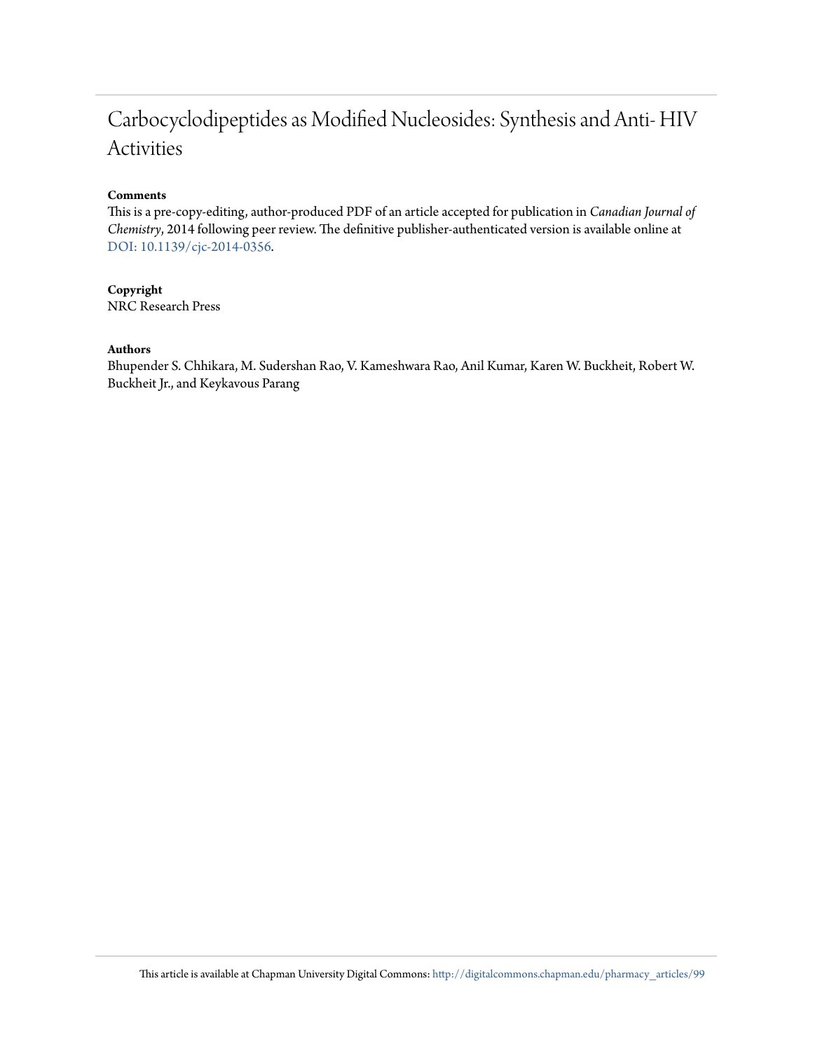# Carbocyclodipeptides as Modified Nucleosides: Synthesis and Anti- HIV Activities

**Comments**

This is a pre-copy-editing, author-produced PDF of an article accepted for publication in *Canadian Journal of Chemistry*, 2014 following peer review. The definitive publisher-authenticated version is available online at DOI: 10.1139/cjc-2014-0356.

**Copyright**

NRC Research Press

**Authors**

Bhupender S. Chhikara, M. Sudershan Rao, V. Kameshwara Rao, Anil Kumar, Karen W. Buckheit, Robert W. Buckheit Jr., and Keykavous Parang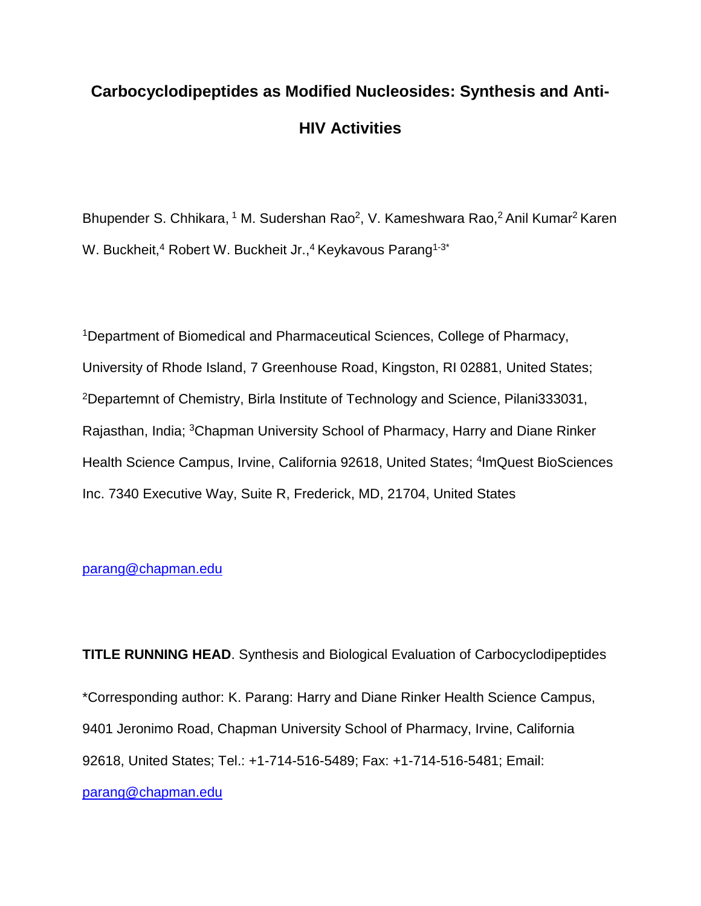# Carbocyclodipeptides as Modified Nucleosides: Synthesis and Anti-HIV Activities

Bhupender S. Chhikara, [1] M. Sudershan Rao[2], V. Kameshwara Rao,[2] Anil Kumar[2] Karen W. Buckheit,[4] Robert W. Buckheit Jr.,[4] Keykavous Parang[1-3*]

[1]Department of Biomedical and Pharmaceutical Sciences, College of Pharmacy, University of Rhode Island, 7 Greenhouse Road, Kingston, RI 02881, United States; [2]Departemnt of Chemistry, Birla Institute of Technology and Science, Pilani333031, Rajasthan, India; [3]Chapman University School of Pharmacy, Harry and Diane Rinker Health Science Campus, Irvine, California 92618, United States; [4]ImQuest BioSciences Inc. 7340 Executive Way, Suite R, Frederick, MD, 21704, United States

parang@chapman.edu

**TITLE RUNNING HEAD**. Synthesis and Biological Evaluation of Carbocyclodipeptides

*Corresponding author: K. Parang: Harry and Diane Rinker Health Science Campus, 9401 Jeronimo Road, Chapman University School of Pharmacy, Irvine, California 92618, United States; Tel.: +1-714-516-5489; Fax: +1-714-516-5481; Email: parang@chapman.edu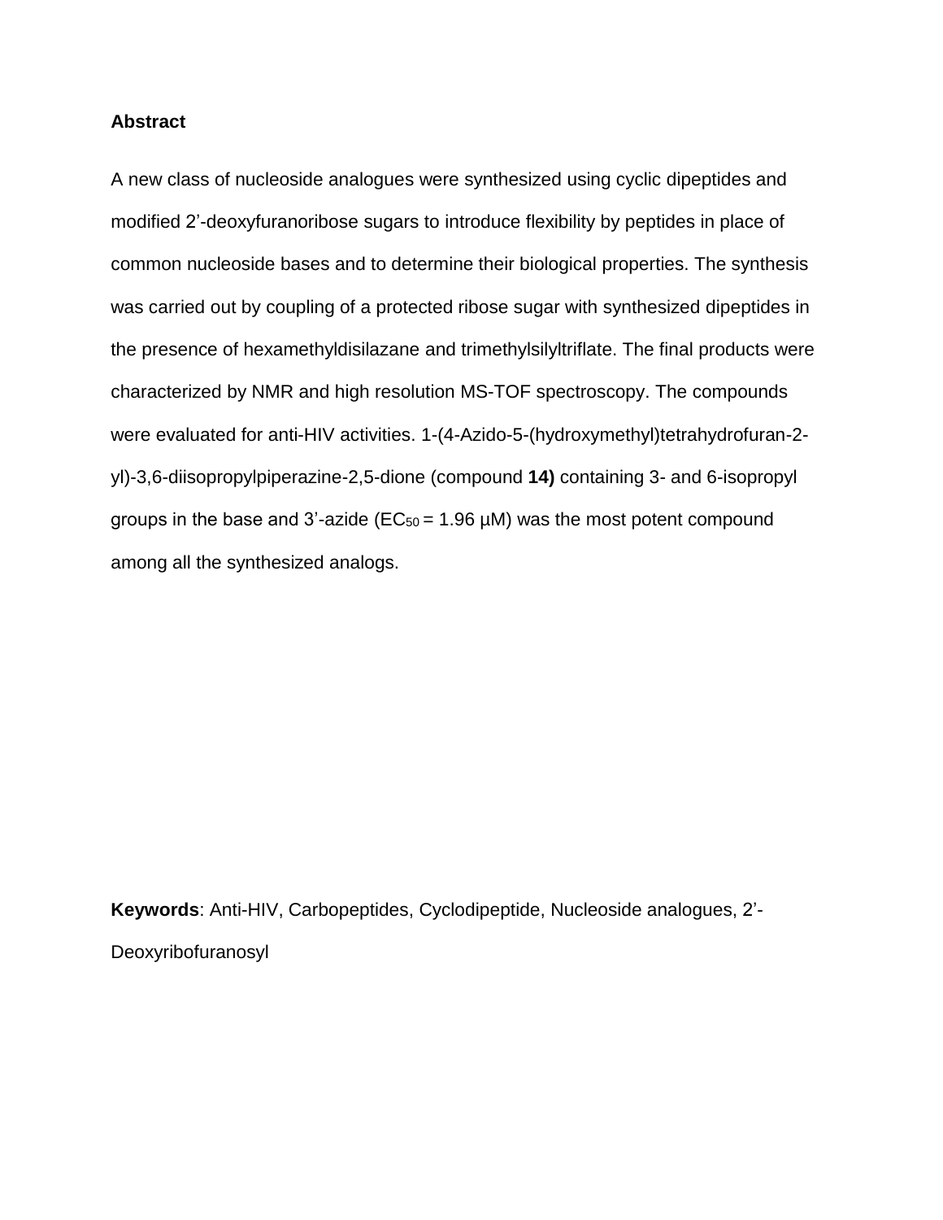## Abstract

A new class of nucleoside analogues were synthesized using cyclic dipeptides and modified 2'-deoxyfuranoribose sugars to introduce flexibility by peptides in place of common nucleoside bases and to determine their biological properties. The synthesis was carried out by coupling of a protected ribose sugar with synthesized dipeptides in the presence of hexamethyldisilazane and trimethylsilyltriflate. The final products were characterized by NMR and high resolution MS-TOF spectroscopy. The compounds were evaluated for anti-HIV activities. 1-(4-Azido-5-(hydroxymethyl)tetrahydrofuran-2-yl)-3,6-diisopropylpiperazine-2,5-dione (compound **14)** containing 3- and 6-isopropyl groups in the base and 3'-azide ($EC_{50}$ = 1.96 µM) was the most potent compound among all the synthesized analogs.

**Keywords**: Anti-HIV, Carbopeptides, Cyclodipeptide, Nucleoside analogues, 2'-Deoxyribofuranosyl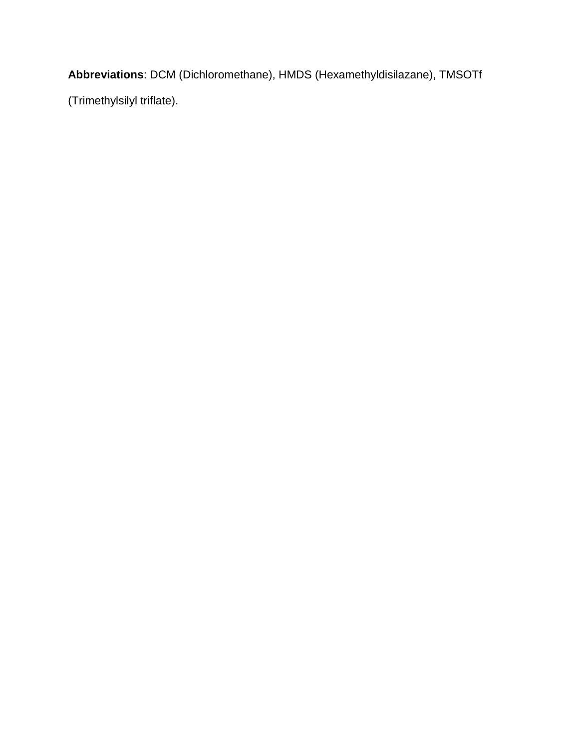**Abbreviations**: DCM (Dichloromethane), HMDS (Hexamethyldisilazane), TMSOTf (Trimethylsilyl triflate).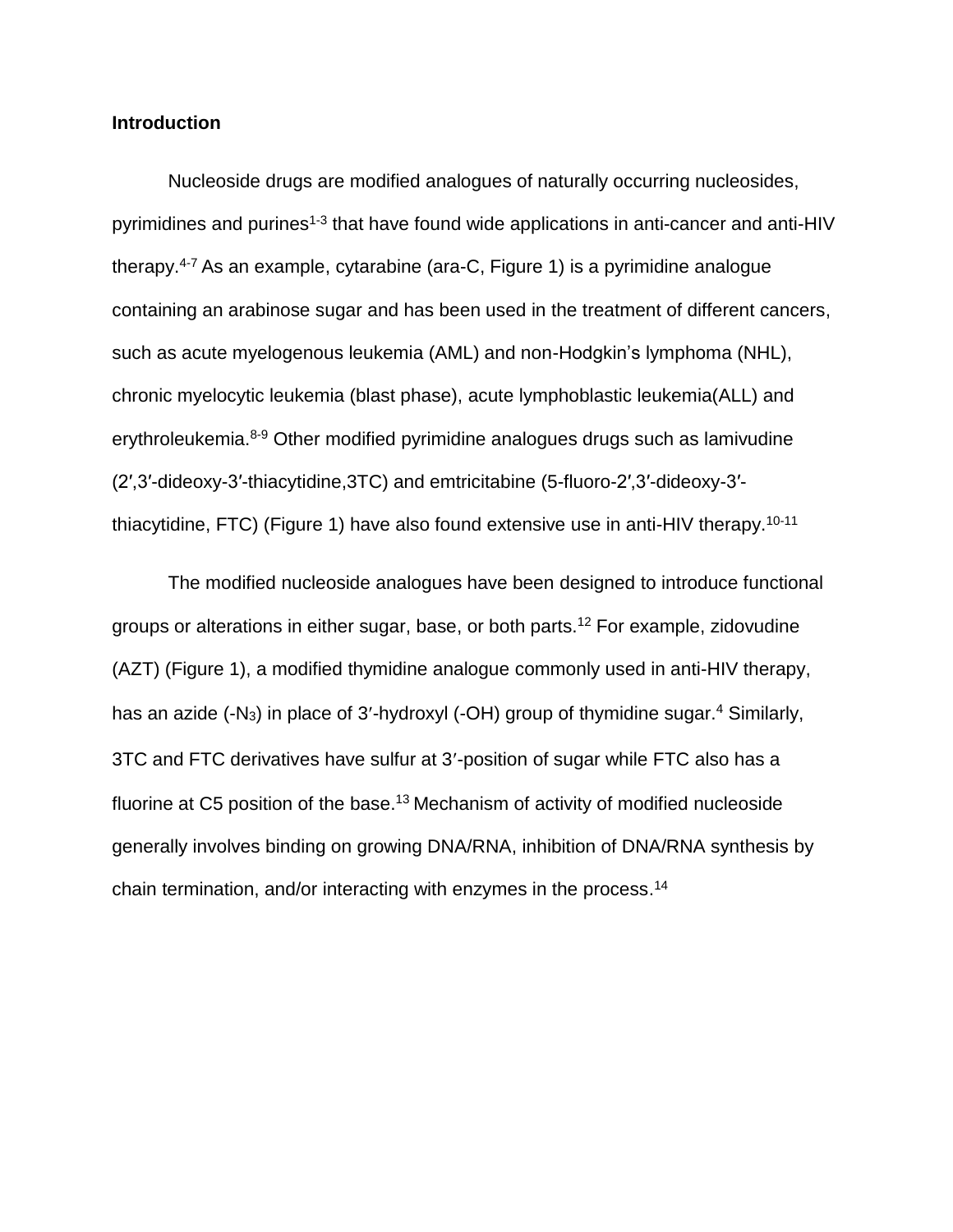**Introduction**

Nucleoside drugs are modified analogues of naturally occurring nucleosides, pyrimidines and purines[1-3] that have found wide applications in anti-cancer and anti-HIV therapy.[4-7] As an example, cytarabine (ara-C, Figure 1) is a pyrimidine analogue containing an arabinose sugar and has been used in the treatment of different cancers, such as acute myelogenous leukemia (AML) and non-Hodgkin's lymphoma (NHL), chronic myelocytic leukemia (blast phase), acute lymphoblastic leukemia(ALL) and erythroleukemia.[8-9] Other modified pyrimidine analogues drugs such as lamivudine (2′,3′-dideoxy-3′-thiacytidine,3TC) and emtricitabine (5-fluoro-2′,3′-dideoxy-3′-thiacytidine, FTC) (Figure 1) have also found extensive use in anti-HIV therapy.[10-11]

The modified nucleoside analogues have been designed to introduce functional groups or alterations in either sugar, base, or both parts.[12] For example, zidovudine (AZT) (Figure 1), a modified thymidine analogue commonly used in anti-HIV therapy, has an azide (-$N_3$) in place of 3′-hydroxyl (-OH) group of thymidine sugar.[4] Similarly, 3TC and FTC derivatives have sulfur at 3′-position of sugar while FTC also has a fluorine at C5 position of the base.[13] Mechanism of activity of modified nucleoside generally involves binding on growing DNA/RNA, inhibition of DNA/RNA synthesis by chain termination, and/or interacting with enzymes in the process.[14]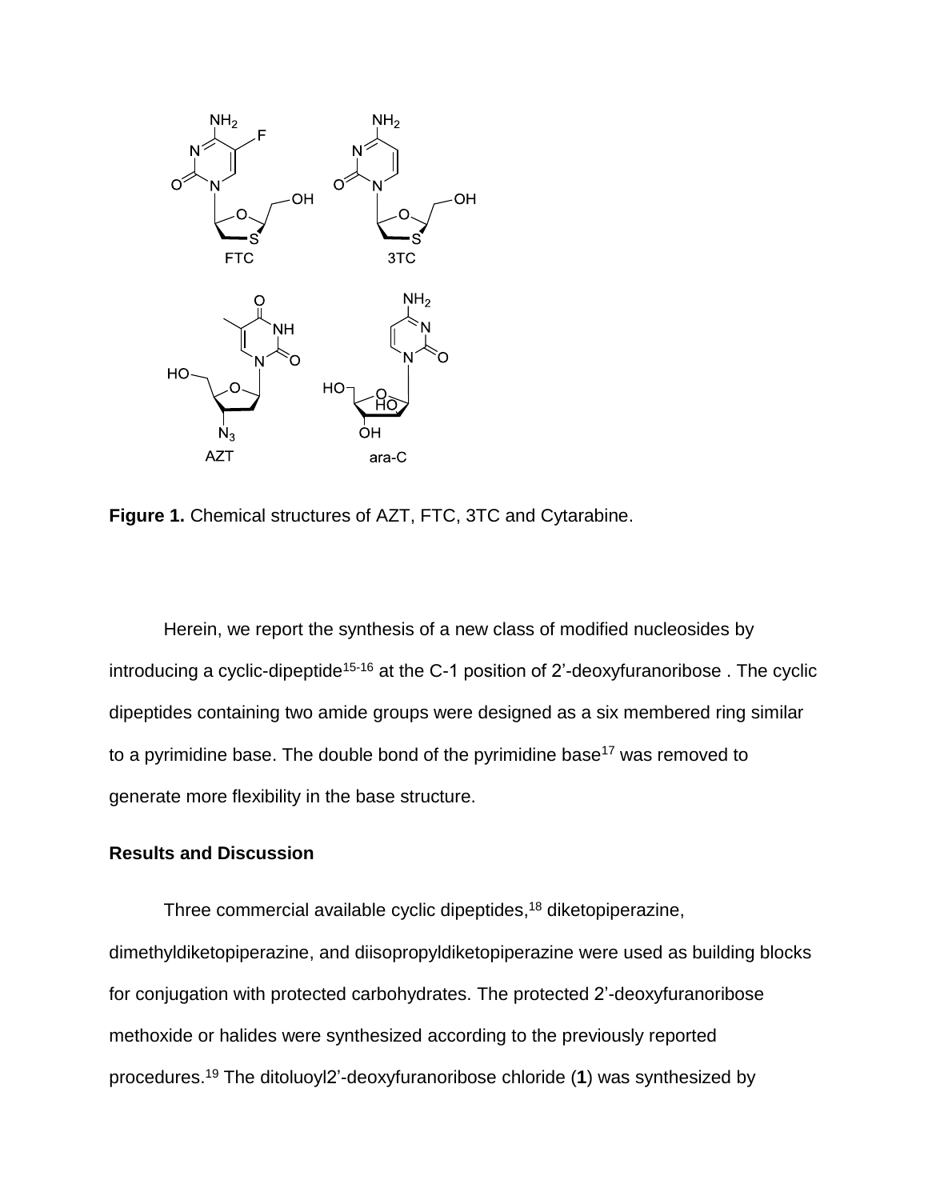**Figure 1.** Chemical structures of AZT, FTC, 3TC and Cytarabine.

Herein, we report the synthesis of a new class of modified nucleosides by introducing a cyclic-dipeptide[15-16] at the C-1 position of 2'-deoxyfuranoribose . The cyclic dipeptides containing two amide groups were designed as a six membered ring similar to a pyrimidine base. The double bond of the pyrimidine base[17] was removed to generate more flexibility in the base structure.

## Results and Discussion

Three commercial available cyclic dipeptides,[18] diketopiperazine, dimethyldiketopiperazine, and diisopropyldiketopiperazine were used as building blocks for conjugation with protected carbohydrates. The protected 2'-deoxyfuranoribose methoxide or halides were synthesized according to the previously reported procedures.[19] The ditoluoyl2'-deoxyfuranoribose chloride (**1**) was synthesized by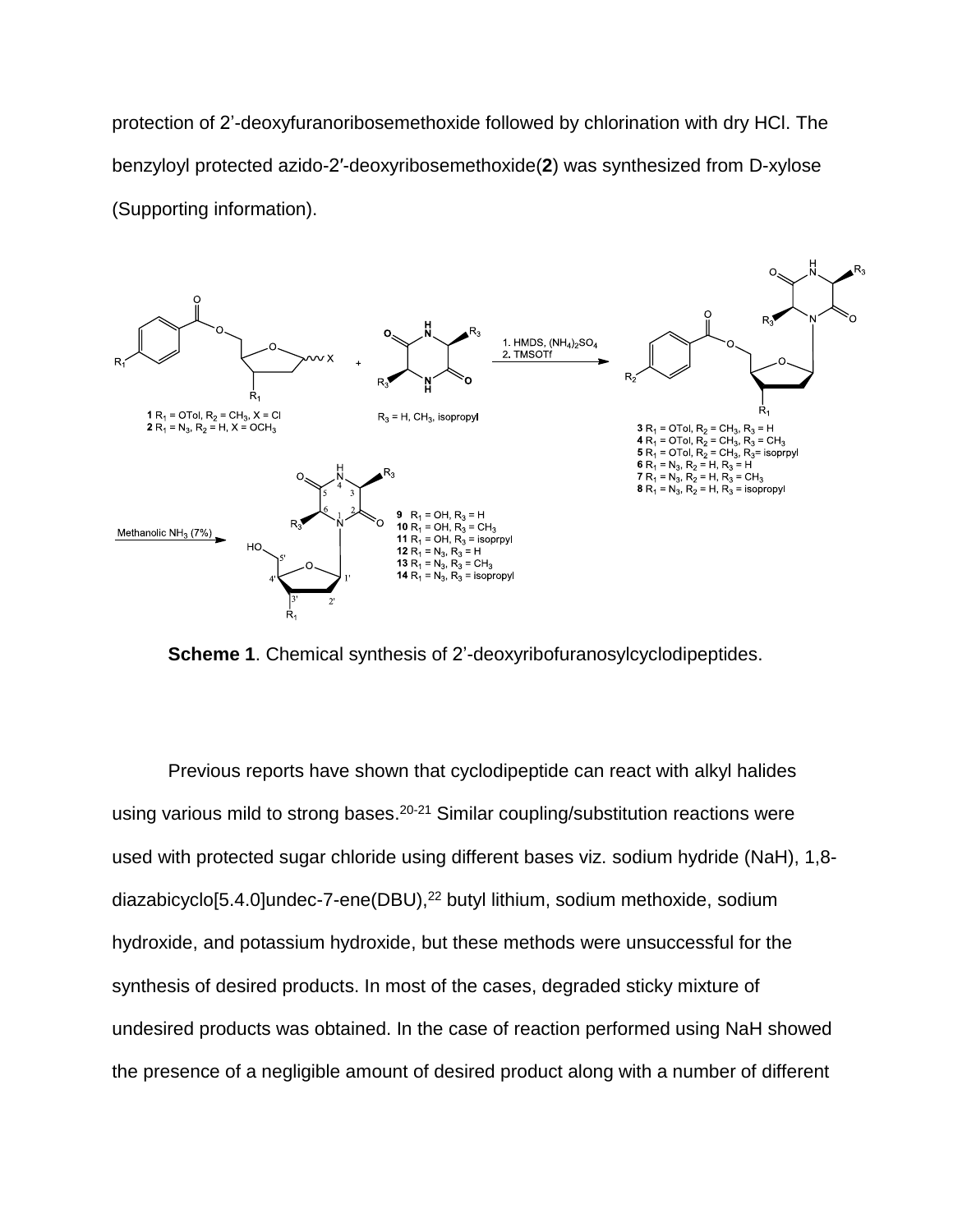protection of 2’-deoxyfuranoribosemethoxide followed by chlorination with dry HCl. The benzyloyl protected azido-2′-deoxyribosemethoxide(**2**) was synthesized from D-xylose (Supporting information).

**Scheme 1**. Chemical synthesis of 2’-deoxyribofuranosylcyclodipeptides.

Previous reports have shown that cyclodipeptide can react with alkyl halides using various mild to strong bases.[20-21] Similar coupling/substitution reactions were used with protected sugar chloride using different bases viz. sodium hydride (NaH), 1,8-diazabicyclo[5.4.0]undec-7-ene(DBU),[22] butyl lithium, sodium methoxide, sodium hydroxide, and potassium hydroxide, but these methods were unsuccessful for the synthesis of desired products. In most of the cases, degraded sticky mixture of undesired products was obtained. In the case of reaction performed using NaH showed the presence of a negligible amount of desired product along with a number of different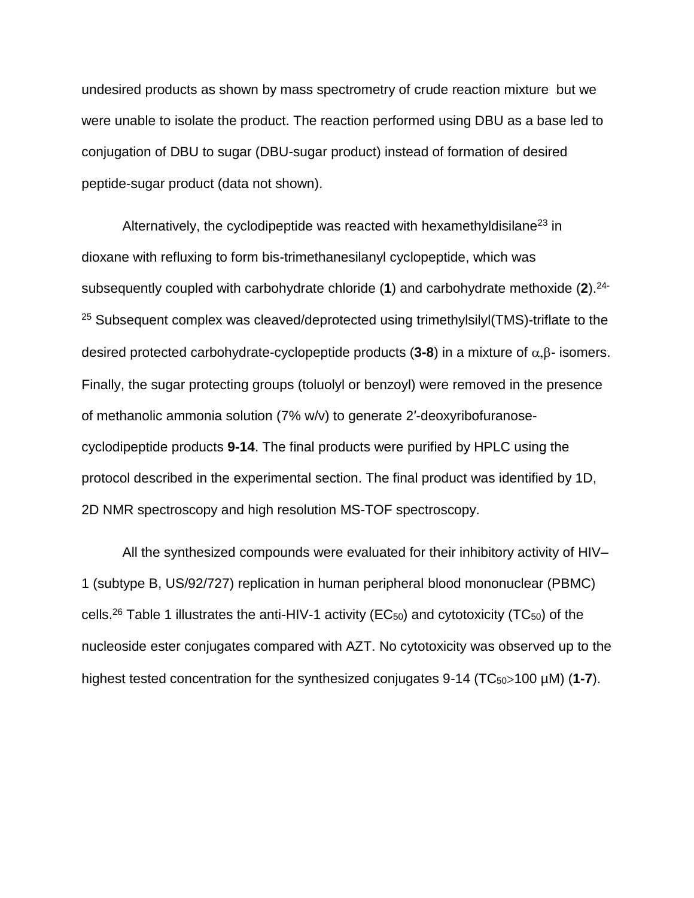undesired products as shown by mass spectrometry of crude reaction mixture but we were unable to isolate the product. The reaction performed using DBU as a base led to conjugation of DBU to sugar (DBU-sugar product) instead of formation of desired peptide-sugar product (data not shown).

Alternatively, the cyclodipeptide was reacted with hexamethyldisilane[23] in dioxane with refluxing to form bis-trimethanesilanyl cyclopeptide, which was subsequently coupled with carbohydrate chloride (**1**) and carbohydrate methoxide (**2**).[24-25] Subsequent complex was cleaved/deprotected using trimethylsilyl(TMS)-triflate to the desired protected carbohydrate-cyclopeptide products (**3-8**) in a mixture of $\alpha,\beta$- isomers. Finally, the sugar protecting groups (toluolyl or benzoyl) were removed in the presence of methanolic ammonia solution (7% w/v) to generate 2′-deoxyribofuranose-cyclodipeptide products **9-14**. The final products were purified by HPLC using the protocol described in the experimental section. The final product was identified by 1D, 2D NMR spectroscopy and high resolution MS-TOF spectroscopy.

All the synthesized compounds were evaluated for their inhibitory activity of HIV–1 (subtype B, US/92/727) replication in human peripheral blood mononuclear (PBMC) cells.[26] Table 1 illustrates the anti-HIV-1 activity ($EC_{50}$) and cytotoxicity ($TC_{50}$) of the nucleoside ester conjugates compared with AZT. No cytotoxicity was observed up to the highest tested concentration for the synthesized conjugates 9-14 ($TC_{50}$>100 µM) (**1-7**).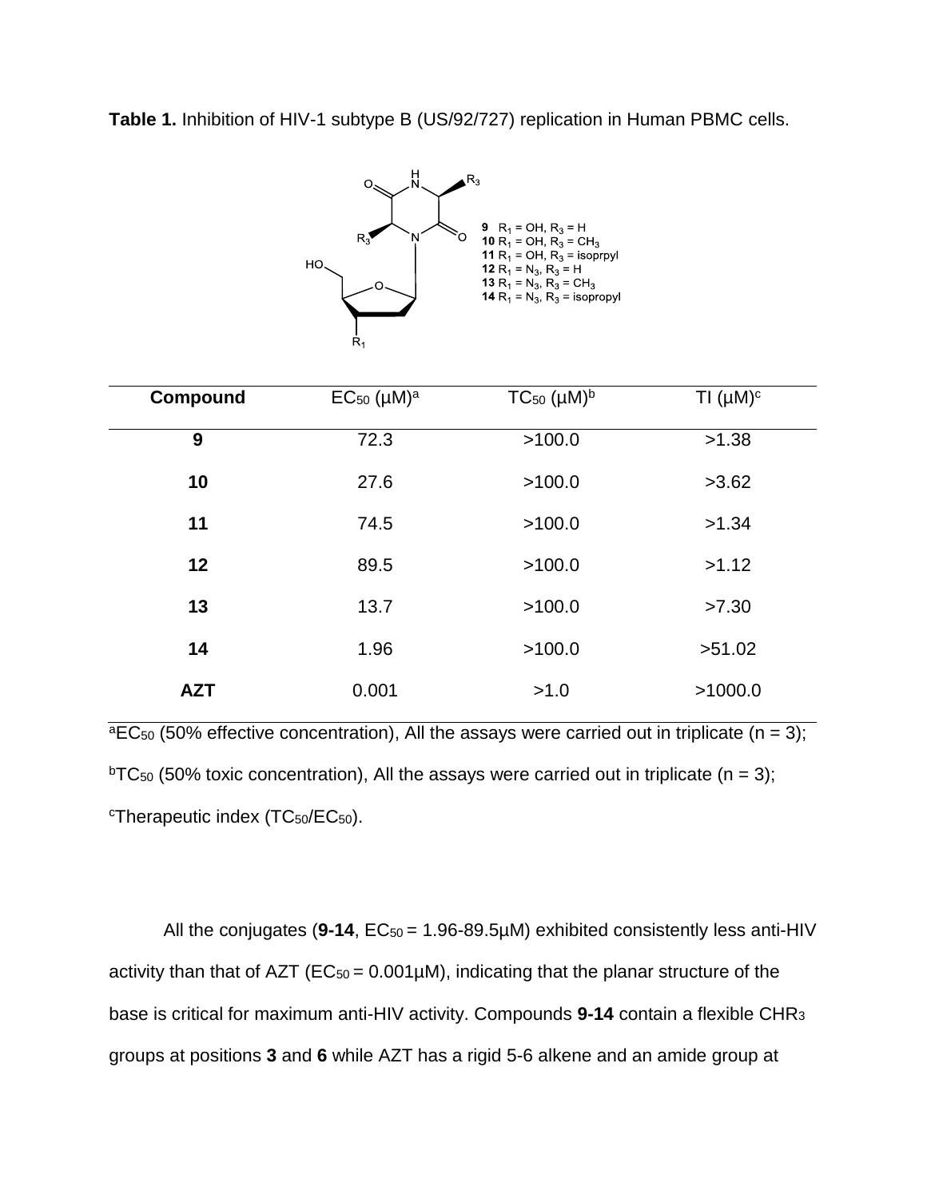**Table 1.** Inhibition of HIV-1 subtype B (US/92/727) replication in Human PBMC cells.

**9** $R_1$ = OH, $R_3$ = H
**10** $R_1$ = OH, $R_3$ = $CH_3$
**11** $R_1$ = OH, $R_3$ = isoprpyl
**12** $R_1$ = $N_3$, $R_3$ = H
**13** $R_1$ = $N_3$, $R_3$ = $CH_3$
**14** $R_1$ = $N_3$, $R_3$ = isopropyl

| Compound | $EC_{50}$ (µM)[a] | $TC_{50}$ (µM)[b] | TI (µM)[c] |
|---|---|---|---|
| **9** | 72.3 | >100.0 | >1.38 |
| **10** | 27.6 | >100.0 | >3.62 |
| **11** | 74.5 | >100.0 | >1.34 |
| **12** | 89.5 | >100.0 | >1.12 |
| **13** | 13.7 | >100.0 | >7.30 |
| **14** | 1.96 | >100.0 | >51.02 |
| **AZT** | 0.001 | >1.0 | >1000.0 |

[a]$EC_{50}$ (50% effective concentration), All the assays were carried out in triplicate (n = 3);
[b]$TC_{50}$ (50% toxic concentration), All the assays were carried out in triplicate (n = 3);
[c]Therapeutic index ($TC_{50}/EC_{50}$).

All the conjugates (**9-14**, $EC_{50}$ = 1.96-89.5µM) exhibited consistently less anti-HIV activity than that of AZT ($EC_{50}$ = 0.001µM), indicating that the planar structure of the base is critical for maximum anti-HIV activity. Compounds **9-14** contain a flexible $CHR_3$ groups at positions **3** and **6** while AZT has a rigid 5-6 alkene and an amide group at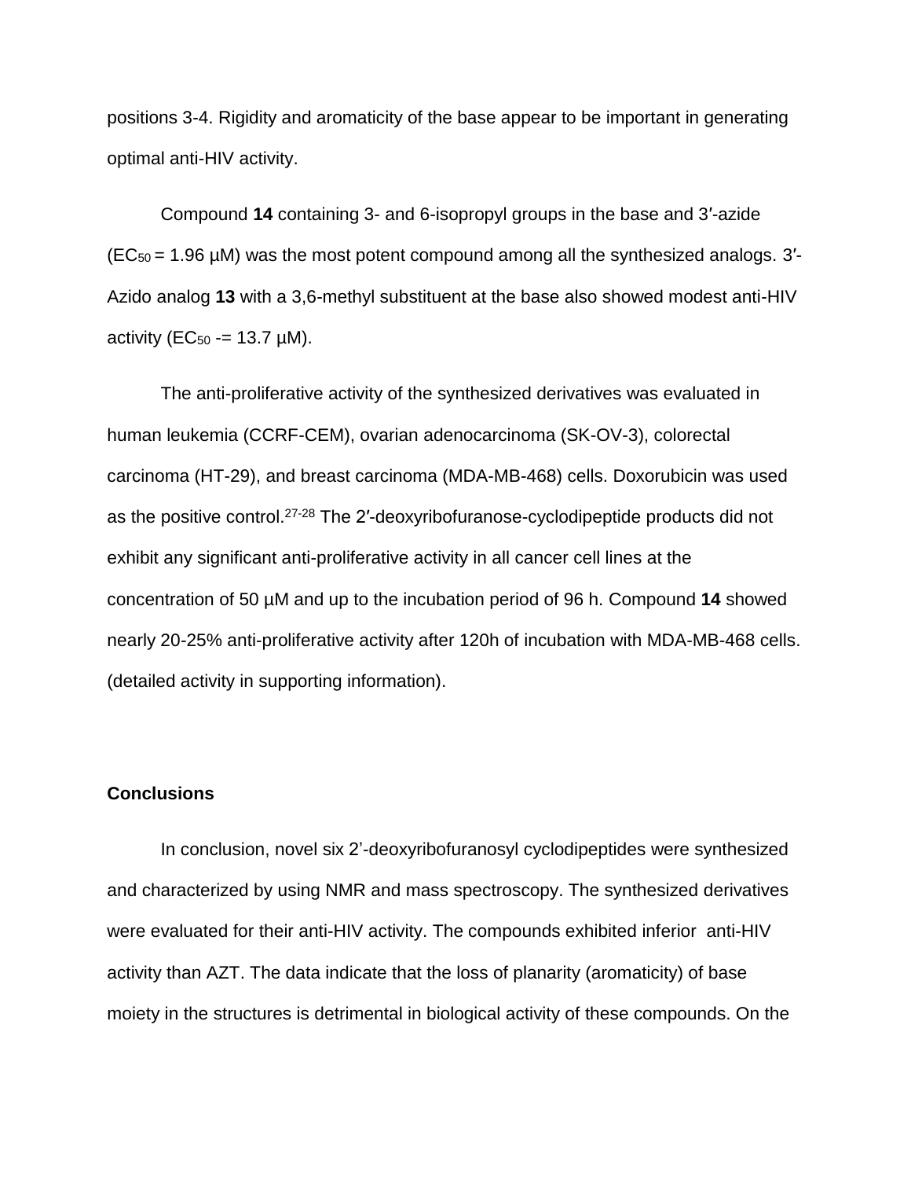positions 3-4. Rigidity and aromaticity of the base appear to be important in generating optimal anti-HIV activity.

Compound **14** containing 3- and 6-isopropyl groups in the base and 3′-azide ($EC_{50}$ = 1.96 µM) was the most potent compound among all the synthesized analogs. 3′-Azido analog **13** with a 3,6-methyl substituent at the base also showed modest anti-HIV activity ($EC_{50}$ -= 13.7 µM).

The anti-proliferative activity of the synthesized derivatives was evaluated in human leukemia (CCRF-CEM), ovarian adenocarcinoma (SK-OV-3), colorectal carcinoma (HT-29), and breast carcinoma (MDA-MB-468) cells. Doxorubicin was used as the positive control.[27-28] The 2′-deoxyribofuranose-cyclodipeptide products did not exhibit any significant anti-proliferative activity in all cancer cell lines at the concentration of 50 µM and up to the incubation period of 96 h. Compound **14** showed nearly 20-25% anti-proliferative activity after 120h of incubation with MDA-MB-468 cells. (detailed activity in supporting information).

## Conclusions

In conclusion, novel six 2'-deoxyribofuranosyl cyclodipeptides were synthesized and characterized by using NMR and mass spectroscopy. The synthesized derivatives were evaluated for their anti-HIV activity. The compounds exhibited inferior anti-HIV activity than AZT. The data indicate that the loss of planarity (aromaticity) of base moiety in the structures is detrimental in biological activity of these compounds. On the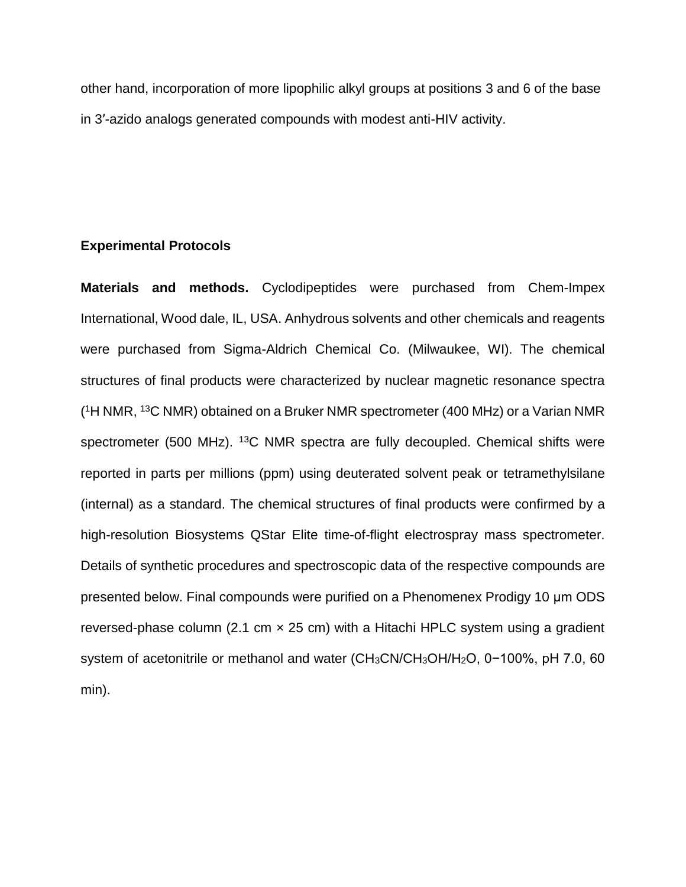other hand, incorporation of more lipophilic alkyl groups at positions 3 and 6 of the base in 3′-azido analogs generated compounds with modest anti-HIV activity.

## Experimental Protocols

**Materials and methods.** Cyclodipeptides were purchased from Chem-Impex International, Wood dale, IL, USA. Anhydrous solvents and other chemicals and reagents were purchased from Sigma-Aldrich Chemical Co. (Milwaukee, WI). The chemical structures of final products were characterized by nuclear magnetic resonance spectra ($^{1}$H NMR, $^{13}$C NMR) obtained on a Bruker NMR spectrometer (400 MHz) or a Varian NMR spectrometer (500 MHz). $^{13}$C NMR spectra are fully decoupled. Chemical shifts were reported in parts per millions (ppm) using deuterated solvent peak or tetramethylsilane (internal) as a standard. The chemical structures of final products were confirmed by a high-resolution Biosystems QStar Elite time-of-flight electrospray mass spectrometer. Details of synthetic procedures and spectroscopic data of the respective compounds are presented below. Final compounds were purified on a Phenomenex Prodigy 10 μm ODS reversed-phase column (2.1 cm × 25 cm) with a Hitachi HPLC system using a gradient system of acetonitrile or methanol and water ($CH_3CN/CH_3OH/H_2O$, 0−100%, pH 7.0, 60 min).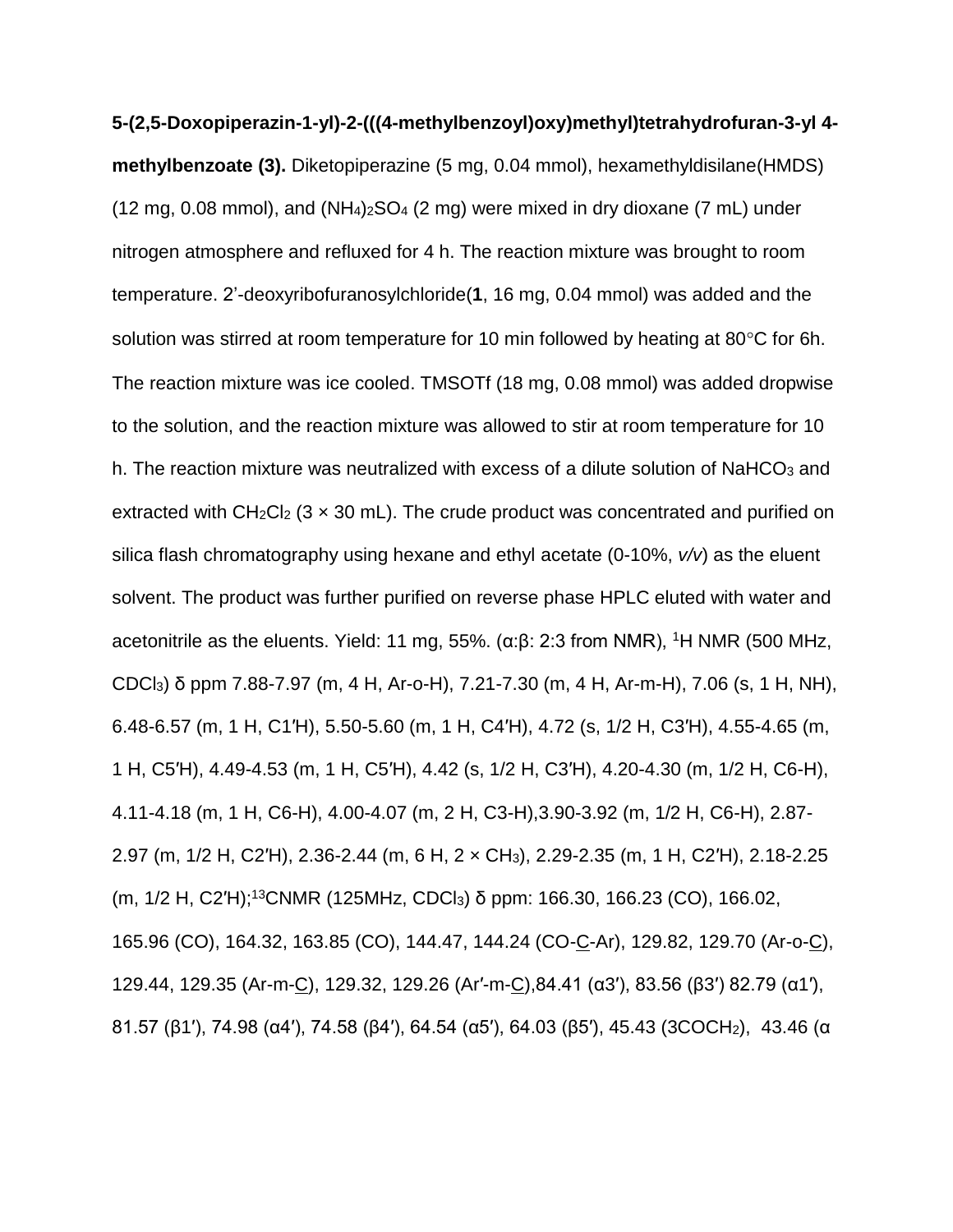**5-(2,5-Doxopiperazin-1-yl)-2-(((4-methylbenzoyl)oxy)methyl)tetrahydrofuran-3-yl 4-methylbenzoate (3).** Diketopiperazine (5 mg, 0.04 mmol), hexamethyldisilane(HMDS) (12 mg, 0.08 mmol), and $(NH_4)_2SO_4$ (2 mg) were mixed in dry dioxane (7 mL) under nitrogen atmosphere and refluxed for 4 h. The reaction mixture was brought to room temperature. 2'-deoxyribofuranosylchloride(**1**, 16 mg, 0.04 mmol) was added and the solution was stirred at room temperature for 10 min followed by heating at 80°C for 6h. The reaction mixture was ice cooled. TMSOTf (18 mg, 0.08 mmol) was added dropwise to the solution, and the reaction mixture was allowed to stir at room temperature for 10 h. The reaction mixture was neutralized with excess of a dilute solution of $NaHCO_3$ and extracted with $CH_2Cl_2$ (3 × 30 mL). The crude product was concentrated and purified on silica flash chromatography using hexane and ethyl acetate (0-10%, *v/v*) as the eluent solvent. The product was further purified on reverse phase HPLC eluted with water and acetonitrile as the eluents. Yield: 11 mg, 55%. (α:β: 2:3 from NMR), $^{1}$H NMR (500 MHz, $CDCl_3$) δ ppm 7.88-7.97 (m, 4 H, Ar-o-H), 7.21-7.30 (m, 4 H, Ar-m-H), 7.06 (s, 1 H, NH), 6.48-6.57 (m, 1 H, C1′H), 5.50-5.60 (m, 1 H, C4′H), 4.72 (s, 1/2 H, C3′H), 4.55-4.65 (m, 1 H, C5′H), 4.49-4.53 (m, 1 H, C5′H), 4.42 (s, 1/2 H, C3′H), 4.20-4.30 (m, 1/2 H, C6-H), 4.11-4.18 (m, 1 H, C6-H), 4.00-4.07 (m, 2 H, C3-H),3.90-3.92 (m, 1/2 H, C6-H), 2.87-2.97 (m, 1/2 H, C2′H), 2.36-2.44 (m, 6 H, 2 × $CH_3$), 2.29-2.35 (m, 1 H, C2′H), 2.18-2.25 (m, 1/2 H, C2′H);$^{13}$CNMR (125MHz, $CDCl_3$) δ ppm: 166.30, 166.23 (CO), 166.02, 165.96 (CO), 164.32, 163.85 (CO), 144.47, 144.24 (CO-C-Ar), 129.82, 129.70 (Ar-o-C), 129.44, 129.35 (Ar-m-C), 129.32, 129.26 (Ar′-m-C),84.41 (α3′), 83.56 (β3′) 82.79 (α1′), 81.57 (β1′), 74.98 (α4′), 74.58 (β4′), 64.54 (α5′), 64.03 (β5′), 45.43 (3$COCH_2$), 43.46 (α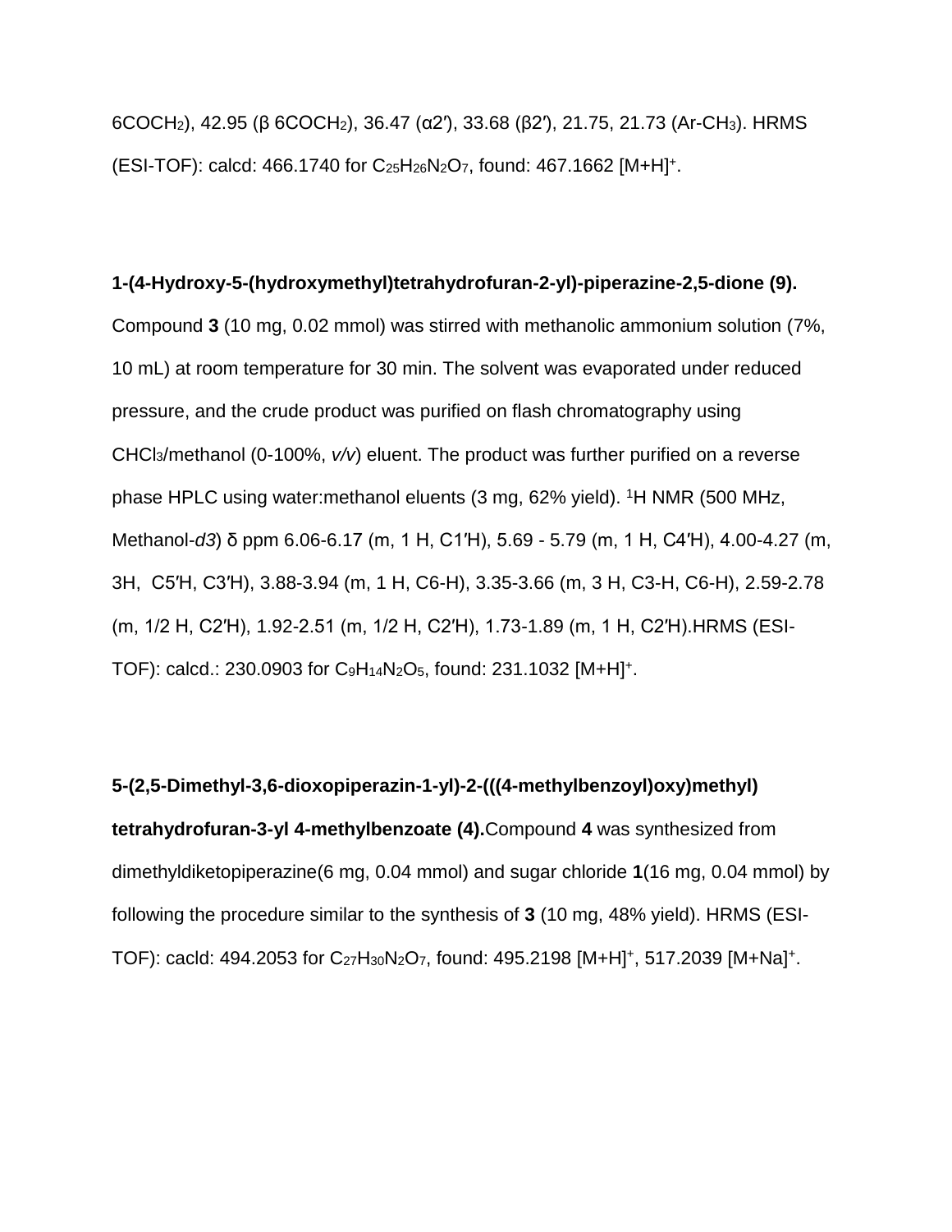6COCH$_2$), 42.95 (β 6COCH$_2$), 36.47 (α2′), 33.68 (β2′), 21.75, 21.73 (Ar-CH$_3$). HRMS (ESI-TOF): calcd: 466.1740 for $C_{25}H_{26}N_2O_7$, found: 467.1662 $[M+H]^+$.

**1-(4-Hydroxy-5-(hydroxymethyl)tetrahydrofuran-2-yl)-piperazine-2,5-dione (9).** Compound **3** (10 mg, 0.02 mmol) was stirred with methanolic ammonium solution (7%, 10 mL) at room temperature for 30 min. The solvent was evaporated under reduced pressure, and the crude product was purified on flash chromatography using $CHCl_3$/methanol (0-100%, *v/v*) eluent. The product was further purified on a reverse phase HPLC using water:methanol eluents (3 mg, 62% yield). $^1$H NMR (500 MHz, Methanol-*d3*) δ ppm 6.06-6.17 (m, 1 H, C1′H), 5.69 - 5.79 (m, 1 H, C4′H), 4.00-4.27 (m, 3H, C5′H, C3′H), 3.88-3.94 (m, 1 H, C6-H), 3.35-3.66 (m, 3 H, C3-H, C6-H), 2.59-2.78 (m, 1/2 H, C2′H), 1.92-2.51 (m, 1/2 H, C2′H), 1.73-1.89 (m, 1 H, C2′H).HRMS (ESI-TOF): calcd.: 230.0903 for $C_9H_{14}N_2O_5$, found: 231.1032 $[M+H]^+$.

**5-(2,5-Dimethyl-3,6-dioxopiperazin-1-yl)-2-(((4-methylbenzoyl)oxy)methyl) tetrahydrofuran-3-yl 4-methylbenzoate (4).**Compound **4** was synthesized from dimethyldiketopiperazine(6 mg, 0.04 mmol) and sugar chloride **1**(16 mg, 0.04 mmol) by following the procedure similar to the synthesis of **3** (10 mg, 48% yield). HRMS (ESI-TOF): cacld: 494.2053 for $C_{27}H_{30}N_2O_7$, found: 495.2198 $[M+H]^+$, 517.2039 $[M+Na]^+$.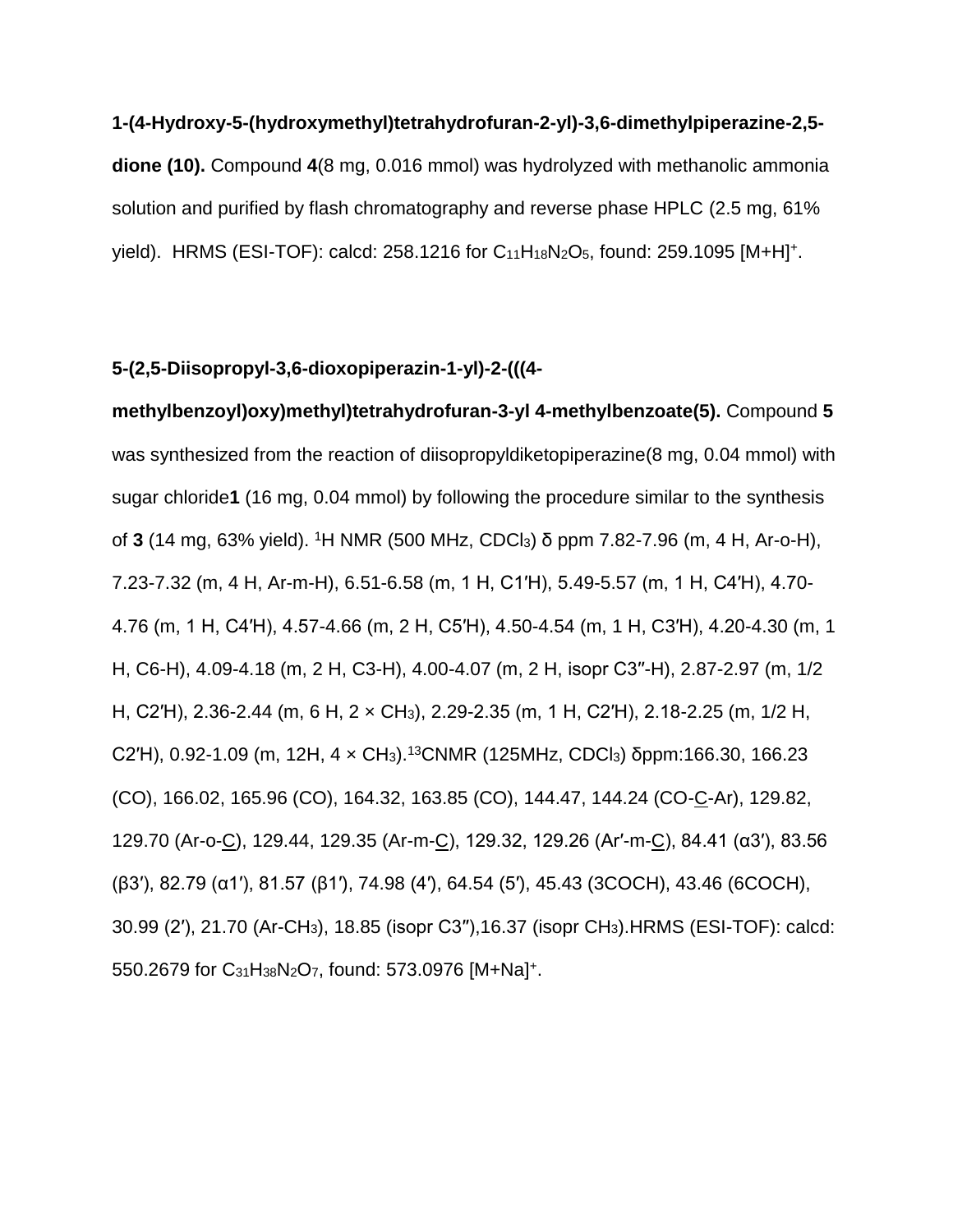**1-(4-Hydroxy-5-(hydroxymethyl)tetrahydrofuran-2-yl)-3,6-dimethylpiperazine-2,5-dione (10).** Compound **4**(8 mg, 0.016 mmol) was hydrolyzed with methanolic ammonia solution and purified by flash chromatography and reverse phase HPLC (2.5 mg, 61% yield). HRMS (ESI-TOF): calcd: 258.1216 for $C_{11}H_{18}N_2O_5$, found: 259.1095 $[M+H]^+$.

**5-(2,5-Diisopropyl-3,6-dioxopiperazin-1-yl)-2-(((4-methylbenzoyl)oxy)methyl)tetrahydrofuran-3-yl 4-methylbenzoate(5).** Compound **5** was synthesized from the reaction of diisopropyldiketopiperazine(8 mg, 0.04 mmol) with sugar chloride**1** (16 mg, 0.04 mmol) by following the procedure similar to the synthesis of **3** (14 mg, 63% yield). $^1$H NMR (500 MHz, $CDCl_3$) δ ppm 7.82-7.96 (m, 4 H, Ar-o-H), 7.23-7.32 (m, 4 H, Ar-m-H), 6.51-6.58 (m, 1 H, C1′H), 5.49-5.57 (m, 1 H, C4′H), 4.70-4.76 (m, 1 H, C4′H), 4.57-4.66 (m, 2 H, C5′H), 4.50-4.54 (m, 1 H, C3′H), 4.20-4.30 (m, 1 H, C6-H), 4.09-4.18 (m, 2 H, C3-H), 4.00-4.07 (m, 2 H, isopr C3″-H), 2.87-2.97 (m, 1/2 H, C2′H), 2.36-2.44 (m, 6 H, 2 × $CH_3$), 2.29-2.35 (m, 1 H, C2′H), 2.18-2.25 (m, 1/2 H, C2′H), 0.92-1.09 (m, 12H, 4 × $CH_3$).$^{13}$CNMR (125MHz, $CDCl_3$) δppm:166.30, 166.23 (CO), 166.02, 165.96 (CO), 164.32, 163.85 (CO), 144.47, 144.24 (CO-C-Ar), 129.82, 129.70 (Ar-o-C), 129.44, 129.35 (Ar-m-C), 129.32, 129.26 (Ar′-m-C), 84.41 (α3′), 83.56 (β3′), 82.79 (α1′), 81.57 (β1′), 74.98 (4′), 64.54 (5′), 45.43 (3COCH), 43.46 (6COCH), 30.99 (2′), 21.70 (Ar-$CH_3$), 18.85 (isopr C3″),16.37 (isopr $CH_3$).HRMS (ESI-TOF): calcd: 550.2679 for $C_{31}H_{38}N_2O_7$, found: 573.0976 $[M+Na]^+$.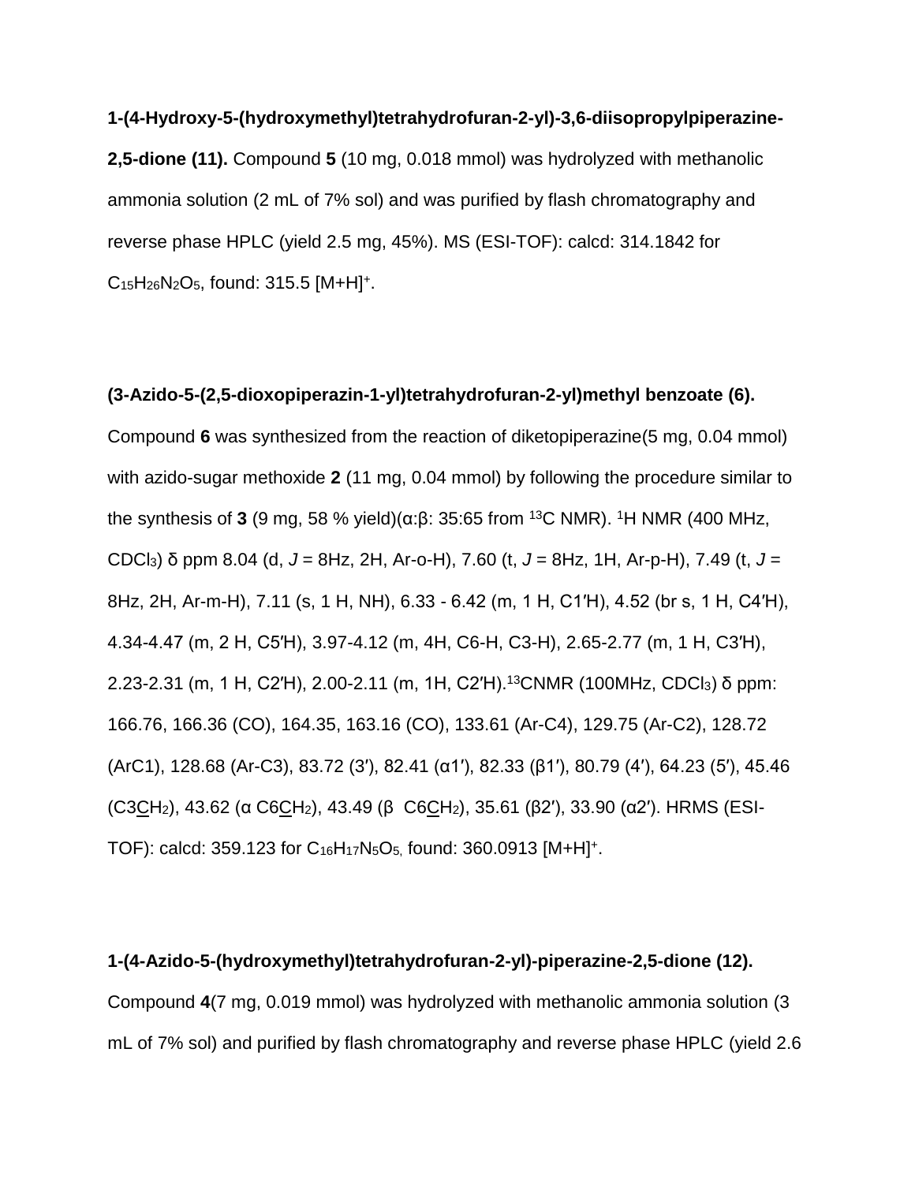**1-(4-Hydroxy-5-(hydroxymethyl)tetrahydrofuran-2-yl)-3,6-diisopropylpiperazine-2,5-dione (11).** Compound **5** (10 mg, 0.018 mmol) was hydrolyzed with methanolic ammonia solution (2 mL of 7% sol) and was purified by flash chromatography and reverse phase HPLC (yield 2.5 mg, 45%). MS (ESI-TOF): calcd: 314.1842 for $C_{15}H_{26}N_2O_5$, found: 315.5 $[M+H]^+$.

**(3-Azido-5-(2,5-dioxopiperazin-1-yl)tetrahydrofuran-2-yl)methyl benzoate (6).** Compound **6** was synthesized from the reaction of diketopiperazine(5 mg, 0.04 mmol) with azido-sugar methoxide **2** (11 mg, 0.04 mmol) by following the procedure similar to the synthesis of **3** (9 mg, 58 % yield)(α:β: 35:65 from $^{13}$C NMR). $^1$H NMR (400 MHz, $CDCl_3$) δ ppm 8.04 (d, *J* = 8Hz, 2H, Ar-o-H), 7.60 (t, *J* = 8Hz, 1H, Ar-p-H), 7.49 (t, *J* = 8Hz, 2H, Ar-m-H), 7.11 (s, 1 H, NH), 6.33 - 6.42 (m, 1 H, C1′H), 4.52 (br s, 1 H, C4′H), 4.34-4.47 (m, 2 H, C5′H), 3.97-4.12 (m, 4H, C6-H, C3-H), 2.65-2.77 (m, 1 H, C3′H), 2.23-2.31 (m, 1 H, C2′H), 2.00-2.11 (m, 1H, C2′H).$^{13}$CNMR (100MHz, $CDCl_3$) δ ppm: 166.76, 166.36 (CO), 164.35, 163.16 (CO), 133.61 (Ar-C4), 129.75 (Ar-C2), 128.72 (ArC1), 128.68 (Ar-C3), 83.72 (3′), 82.41 (α1′), 82.33 (β1′), 80.79 (4′), 64.23 (5′), 45.46 (C3$\underline{C}H_2$), 43.62 (α C6$\underline{C}H_2$), 43.49 (β C6$\underline{C}H_2$), 35.61 (β2′), 33.90 (α2′). HRMS (ESI-TOF): calcd: 359.123 for $C_{16}H_{17}N_5O_5$, found: 360.0913 $[M+H]^+$.

**1-(4-Azido-5-(hydroxymethyl)tetrahydrofuran-2-yl)-piperazine-2,5-dione (12).** Compound **4**(7 mg, 0.019 mmol) was hydrolyzed with methanolic ammonia solution (3 mL of 7% sol) and purified by flash chromatography and reverse phase HPLC (yield 2.6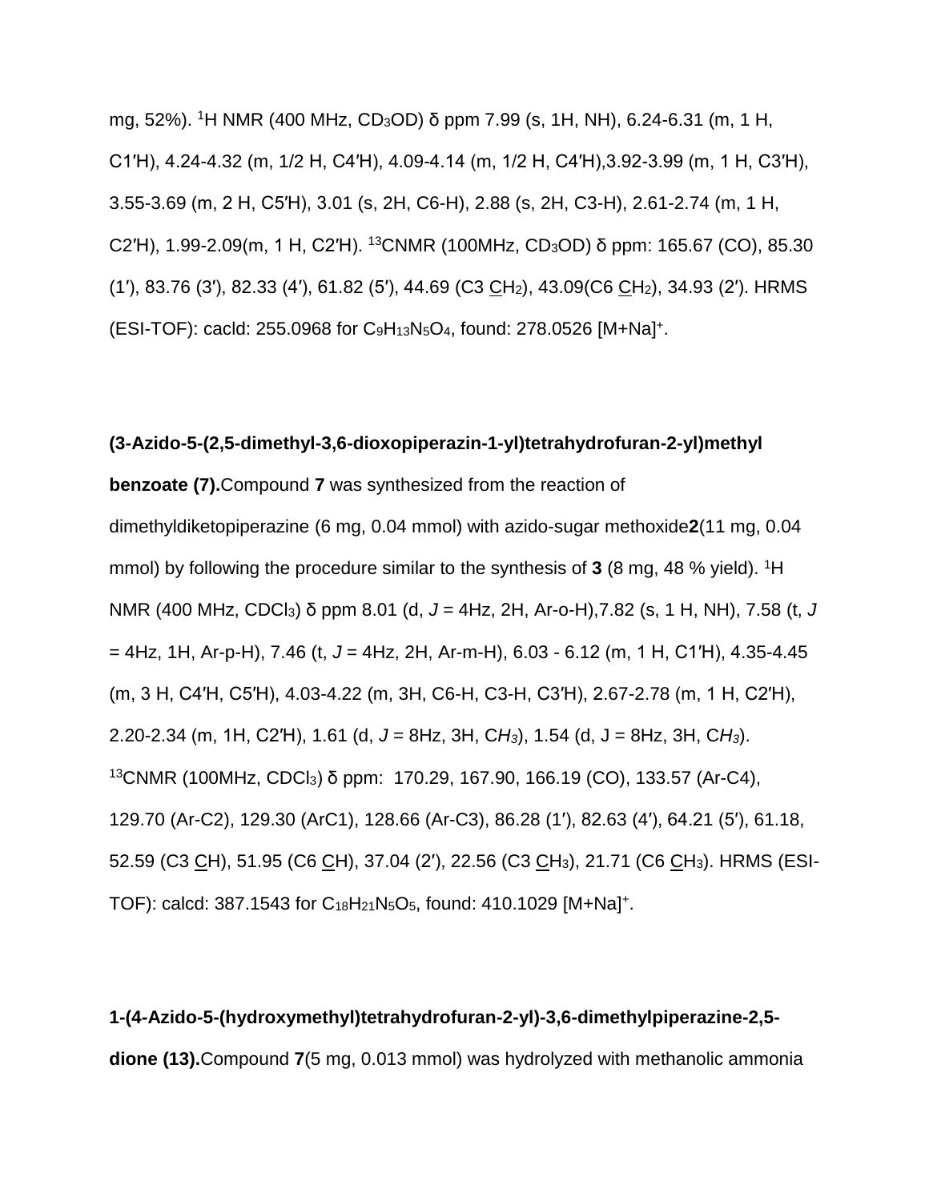mg, 52%). $^{1}$H NMR (400 MHz, $CD_3OD$) δ ppm 7.99 (s, 1H, NH), 6.24-6.31 (m, 1 H, C1′H), 4.24-4.32 (m, 1/2 H, C4′H), 4.09-4.14 (m, 1/2 H, C4′H),3.92-3.99 (m, 1 H, C3′H), 3.55-3.69 (m, 2 H, C5′H), 3.01 (s, 2H, C6-H), 2.88 (s, 2H, C3-H), 2.61-2.74 (m, 1 H, C2′H), 1.99-2.09(m, 1 H, C2′H). $^{13}$CNMR (100MHz, $CD_3OD$) δ ppm: 165.67 (CO), 85.30 (1′), 83.76 (3′), 82.33 (4′), 61.82 (5′), 44.69 (C3 <u>C</u>$H_2$), 43.09(C6 <u>C</u>$H_2$), 34.93 (2′). HRMS (ESI-TOF): cacld: 255.0968 for $C_9H_{13}N_5O_4$, found: 278.0526 $[M+Na]^+$.

**(3-Azido-5-(2,5-dimethyl-3,6-dioxopiperazin-1-yl)tetrahydrofuran-2-yl)methyl benzoate (7).**Compound **7** was synthesized from the reaction of dimethyldiketopiperazine (6 mg, 0.04 mmol) with azido-sugar methoxide**2**(11 mg, 0.04 mmol) by following the procedure similar to the synthesis of **3** (8 mg, 48 % yield). $^{1}$H NMR (400 MHz, $CDCl_3$) δ ppm 8.01 (d, *J* = 4Hz, 2H, Ar-o-H),7.82 (s, 1 H, NH), 7.58 (t, *J* = 4Hz, 1H, Ar-p-H), 7.46 (t, *J* = 4Hz, 2H, Ar-m-H), 6.03 - 6.12 (m, 1 H, C1′H), 4.35-4.45 (m, 3 H, C4′H, C5′H), 4.03-4.22 (m, 3H, C6-H, C3-H, C3′H), 2.67-2.78 (m, 1 H, C2′H), 2.20-2.34 (m, 1H, C2′H), 1.61 (d, *J* = 8Hz, 3H, C*H₃*), 1.54 (d, J = 8Hz, 3H, C*H₃*). $^{13}$CNMR (100MHz, $CDCl_3$) δ ppm: 170.29, 167.90, 166.19 (CO), 133.57 (Ar-C4), 129.70 (Ar-C2), 129.30 (ArC1), 128.66 (Ar-C3), 86.28 (1′), 82.63 (4′), 64.21 (5′), 61.18, 52.59 (C3 <u>C</u>H), 51.95 (C6 <u>C</u>H), 37.04 (2′), 22.56 (C3 <u>C</u>$H_3$), 21.71 (C6 <u>C</u>$H_3$). HRMS (ESI-TOF): calcd: 387.1543 for $C_{18}H_{21}N_5O_5$, found: 410.1029 $[M+Na]^+$.

**1-(4-Azido-5-(hydroxymethyl)tetrahydrofuran-2-yl)-3,6-dimethylpiperazine-2,5-dione (13).**Compound **7**(5 mg, 0.013 mmol) was hydrolyzed with methanolic ammonia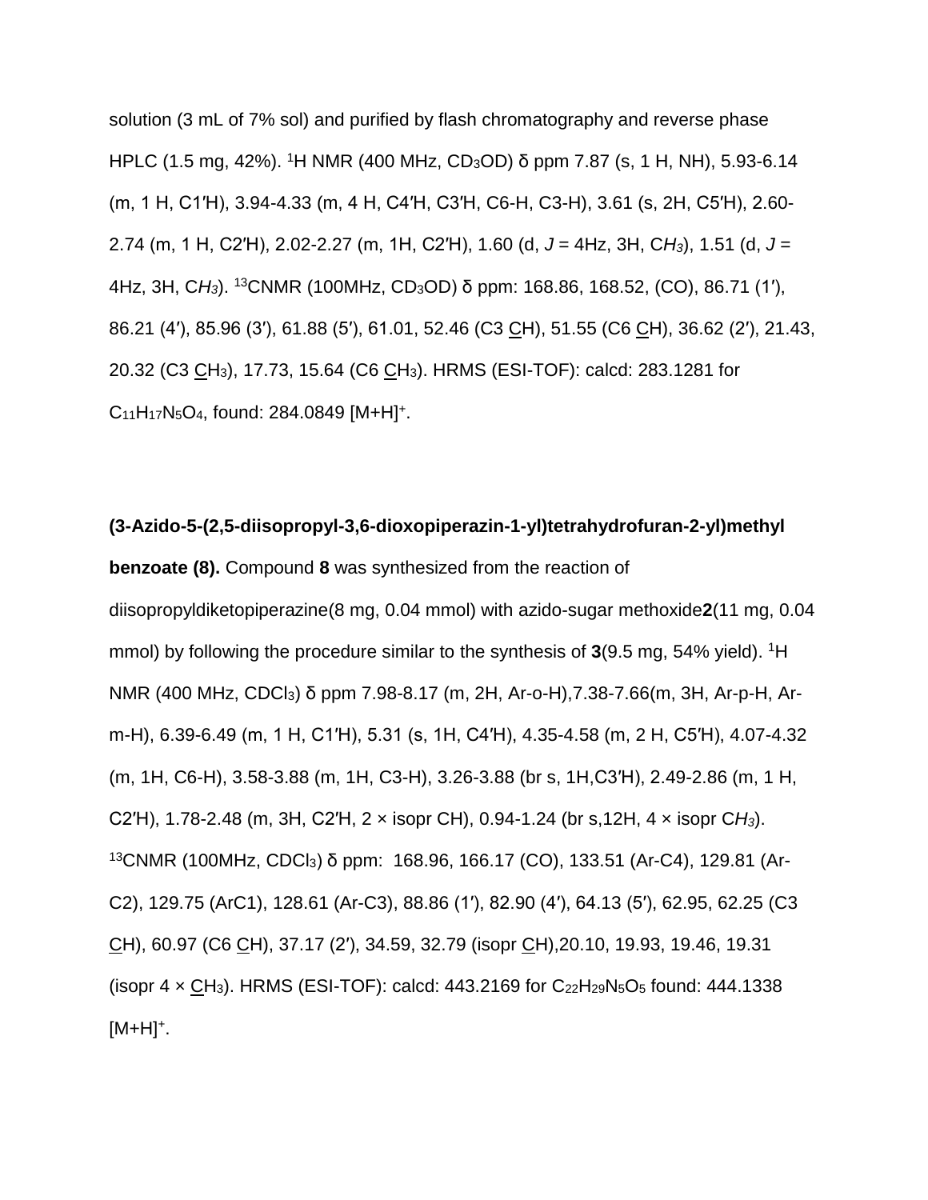solution (3 mL of 7% sol) and purified by flash chromatography and reverse phase HPLC (1.5 mg, 42%). $^1$H NMR (400 MHz, $CD_3OD$) δ ppm 7.87 (s, 1 H, NH), 5.93-6.14 (m, 1 H, C1′H), 3.94-4.33 (m, 4 H, C4′H, C3′H, C6-H, C3-H), 3.61 (s, 2H, C5′H), 2.60-2.74 (m, 1 H, C2′H), 2.02-2.27 (m, 1H, C2′H), 1.60 (d, *J* = 4Hz, 3H, C*H*$_3$), 1.51 (d, *J* = 4Hz, 3H, C*H*$_3$). $^{13}$CNMR (100MHz, $CD_3OD$) δ ppm: 168.86, 168.52, (CO), 86.71 (1′), 86.21 (4′), 85.96 (3′), 61.88 (5′), 61.01, 52.46 (C3 CH), 51.55 (C6 CH), 36.62 (2′), 21.43, 20.32 (C3 $CH_3$), 17.73, 15.64 (C6 $CH_3$). HRMS (ESI-TOF): calcd: 283.1281 for $C_{11}H_{17}N_5O_4$, found: 284.0849 $[M+H]^+$.

**(3-Azido-5-(2,5-diisopropyl-3,6-dioxopiperazin-1-yl)tetrahydrofuran-2-yl)methyl benzoate (8).** Compound **8** was synthesized from the reaction of diisopropyldiketopiperazine(8 mg, 0.04 mmol) with azido-sugar methoxide**2**(11 mg, 0.04 mmol) by following the procedure similar to the synthesis of **3**(9.5 mg, 54% yield). $^1$H NMR (400 MHz, $CDCl_3$) δ ppm 7.98-8.17 (m, 2H, Ar-o-H),7.38-7.66(m, 3H, Ar-p-H, Ar-m-H), 6.39-6.49 (m, 1 H, C1′H), 5.31 (s, 1H, C4′H), 4.35-4.58 (m, 2 H, C5′H), 4.07-4.32 (m, 1H, C6-H), 3.58-3.88 (m, 1H, C3-H), 3.26-3.88 (br s, 1H,C3′H), 2.49-2.86 (m, 1 H, C2′H), 1.78-2.48 (m, 3H, C2′H, 2 × isopr CH), 0.94-1.24 (br s,12H, 4 × isopr C*H*$_3$). $^{13}$CNMR (100MHz, $CDCl_3$) δ ppm: 168.96, 166.17 (CO), 133.51 (Ar-C4), 129.81 (Ar-C2), 129.75 (ArC1), 128.61 (Ar-C3), 88.86 (1′), 82.90 (4′), 64.13 (5′), 62.95, 62.25 (C3 CH), 60.97 (C6 CH), 37.17 (2′), 34.59, 32.79 (isopr CH),20.10, 19.93, 19.46, 19.31 (isopr 4 × $CH_3$). HRMS (ESI-TOF): calcd: 443.2169 for $C_{22}H_{29}N_5O_5$ found: 444.1338 $[M+H]^+$.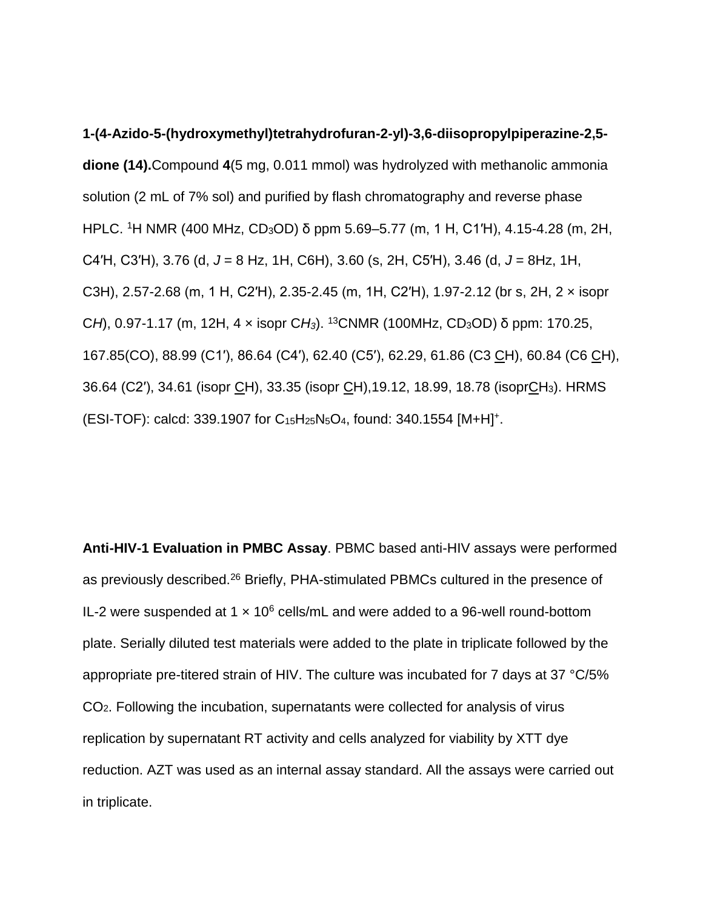**1-(4-Azido-5-(hydroxymethyl)tetrahydrofuran-2-yl)-3,6-diisopropylpiperazine-2,5-dione (14).** Compound **4**(5 mg, 0.011 mmol) was hydrolyzed with methanolic ammonia solution (2 mL of 7% sol) and purified by flash chromatography and reverse phase HPLC. $^1$H NMR (400 MHz, $CD_3OD$) δ ppm 5.69–5.77 (m, 1 H, C1′H), 4.15-4.28 (m, 2H, C4′H, C3′H), 3.76 (d, *J* = 8 Hz, 1H, C6H), 3.60 (s, 2H, C5′H), 3.46 (d, *J* = 8Hz, 1H, C3H), 2.57-2.68 (m, 1 H, C2′H), 2.35-2.45 (m, 1H, C2′H), 1.97-2.12 (br s, 2H, 2 × isopr C*H*), 0.97-1.17 (m, 12H, 4 × isopr C$H_3$). $^{13}$CNMR (100MHz, $CD_3OD$) δ ppm: 170.25, 167.85(CO), 88.99 (C1′), 86.64 (C4′), 62.40 (C5′), 62.29, 61.86 (C3 CH), 60.84 (C6 CH), 36.64 (C2′), 34.61 (isopr CH), 33.35 (isopr CH),19.12, 18.99, 18.78 (isoprCH$_3$). HRMS (ESI-TOF): calcd: 339.1907 for $C_{15}H_{25}N_5O_4$, found: 340.1554 $[M+H]^+$.

**Anti-HIV-1 Evaluation in PMBC Assay**. PBMC based anti-HIV assays were performed as previously described.[26] Briefly, PHA-stimulated PBMCs cultured in the presence of IL-2 were suspended at $1 \times 10^6$ cells/mL and were added to a 96-well round-bottom plate. Serially diluted test materials were added to the plate in triplicate followed by the appropriate pre-titered strain of HIV. The culture was incubated for 7 days at 37 °C/5% $CO_2$. Following the incubation, supernatants were collected for analysis of virus replication by supernatant RT activity and cells analyzed for viability by XTT dye reduction. AZT was used as an internal assay standard. All the assays were carried out in triplicate.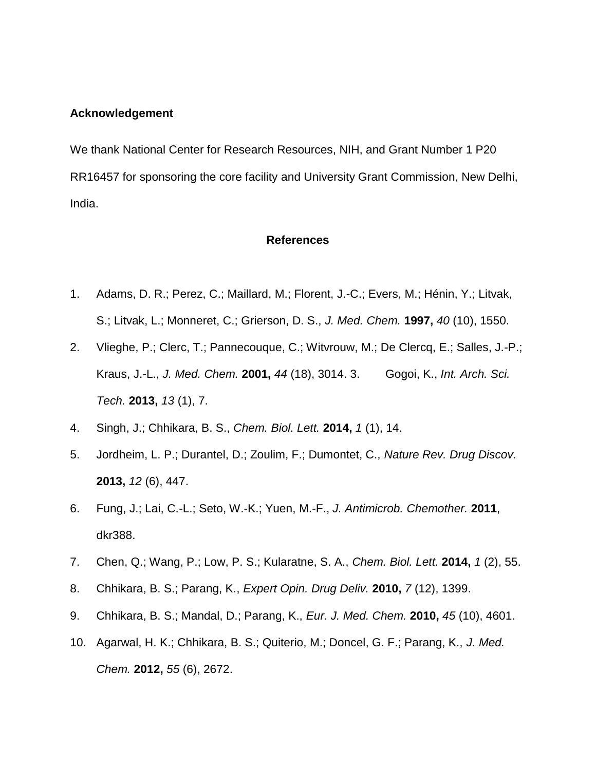## Acknowledgement

We thank National Center for Research Resources, NIH, and Grant Number 1 P20 RR16457 for sponsoring the core facility and University Grant Commission, New Delhi, India.

## References

1. Adams, D. R.; Perez, C.; Maillard, M.; Florent, J.-C.; Evers, M.; Hénin, Y.; Litvak, S.; Litvak, L.; Monneret, C.; Grierson, D. S., *J. Med. Chem.* **1997,** *40* (10), 1550.
2. Vlieghe, P.; Clerc, T.; Pannecouque, C.; Witvrouw, M.; De Clercq, E.; Salles, J.-P.; Kraus, J.-L., *J. Med. Chem.* **2001,** *44* (18), 3014. 3. Gogoi, K., *Int. Arch. Sci. Tech.* **2013,** *13* (1), 7.
4. Singh, J.; Chhikara, B. S., *Chem. Biol. Lett.* **2014,** *1* (1), 14.
5. Jordheim, L. P.; Durantel, D.; Zoulim, F.; Dumontet, C., *Nature Rev. Drug Discov.* **2013,** *12* (6), 447.
6. Fung, J.; Lai, C.-L.; Seto, W.-K.; Yuen, M.-F., *J. Antimicrob. Chemother.* **2011**, dkr388.
7. Chen, Q.; Wang, P.; Low, P. S.; Kularatne, S. A., *Chem. Biol. Lett.* **2014,** *1* (2), 55.
8. Chhikara, B. S.; Parang, K., *Expert Opin. Drug Deliv.* **2010,** *7* (12), 1399.
9. Chhikara, B. S.; Mandal, D.; Parang, K., *Eur. J. Med. Chem.* **2010,** *45* (10), 4601.
10. Agarwal, H. K.; Chhikara, B. S.; Quiterio, M.; Doncel, G. F.; Parang, K., *J. Med. Chem.* **2012,** *55* (6), 2672.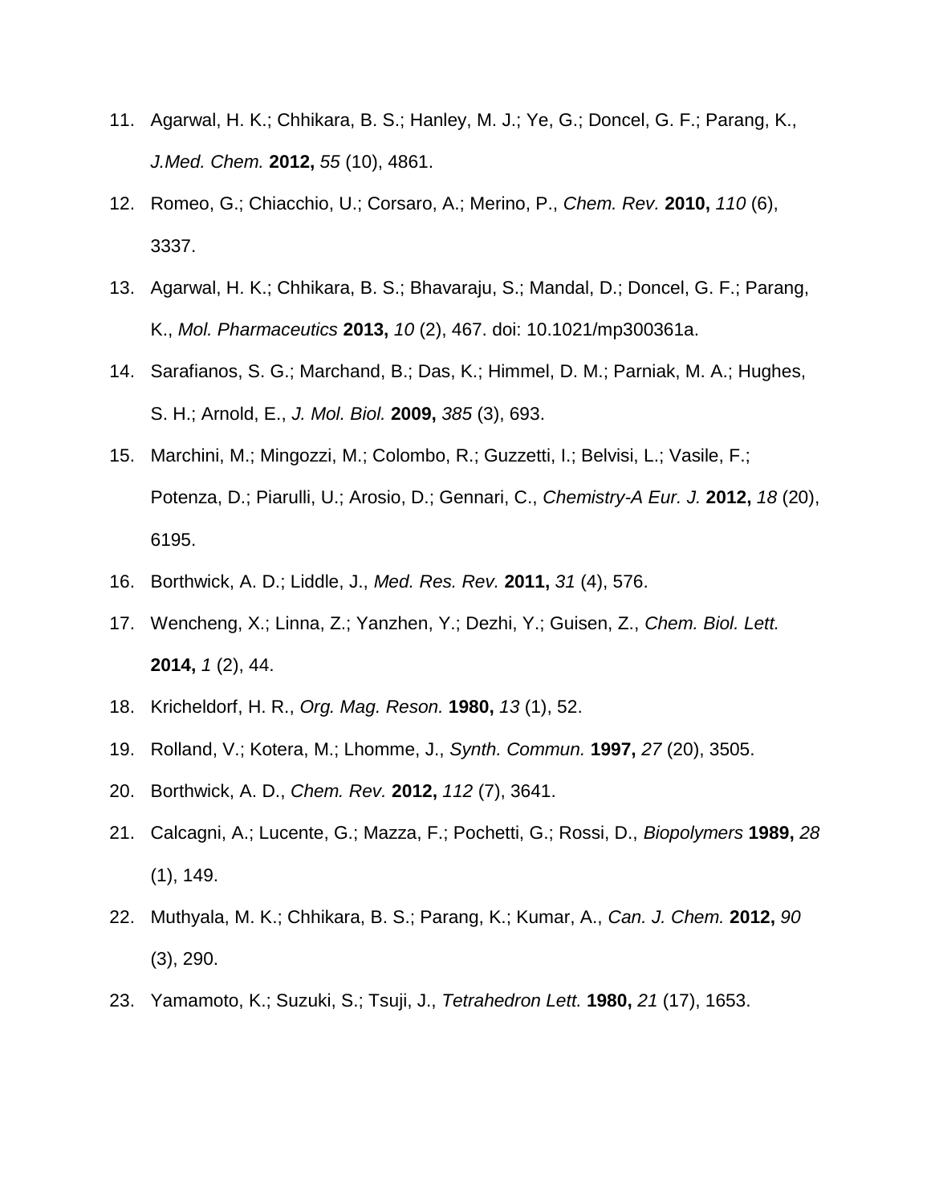11. Agarwal, H. K.; Chhikara, B. S.; Hanley, M. J.; Ye, G.; Doncel, G. F.; Parang, K., *J.Med. Chem.* **2012,** *55* (10), 4861.
12. Romeo, G.; Chiacchio, U.; Corsaro, A.; Merino, P., *Chem. Rev.* **2010,** *110* (6), 3337.
13. Agarwal, H. K.; Chhikara, B. S.; Bhavaraju, S.; Mandal, D.; Doncel, G. F.; Parang, K., *Mol. Pharmaceutics* **2013,** *10* (2), 467. doi: 10.1021/mp300361a.
14. Sarafianos, S. G.; Marchand, B.; Das, K.; Himmel, D. M.; Parniak, M. A.; Hughes, S. H.; Arnold, E., *J. Mol. Biol.* **2009,** *385* (3), 693.
15. Marchini, M.; Mingozzi, M.; Colombo, R.; Guzzetti, I.; Belvisi, L.; Vasile, F.; Potenza, D.; Piarulli, U.; Arosio, D.; Gennari, C., *Chemistry-A Eur. J.* **2012,** *18* (20), 6195.
16. Borthwick, A. D.; Liddle, J., *Med. Res. Rev.* **2011,** *31* (4), 576.
17. Wencheng, X.; Linna, Z.; Yanzhen, Y.; Dezhi, Y.; Guisen, Z., *Chem. Biol. Lett.* **2014,** *1* (2), 44.
18. Kricheldorf, H. R., *Org. Mag. Reson.* **1980,** *13* (1), 52.
19. Rolland, V.; Kotera, M.; Lhomme, J., *Synth. Commun.* **1997,** *27* (20), 3505.
20. Borthwick, A. D., *Chem. Rev.* **2012,** *112* (7), 3641.
21. Calcagni, A.; Lucente, G.; Mazza, F.; Pochetti, G.; Rossi, D., *Biopolymers* **1989,** *28* (1), 149.
22. Muthyala, M. K.; Chhikara, B. S.; Parang, K.; Kumar, A., *Can. J. Chem.* **2012,** *90* (3), 290.
23. Yamamoto, K.; Suzuki, S.; Tsuji, J., *Tetrahedron Lett.* **1980,** *21* (17), 1653.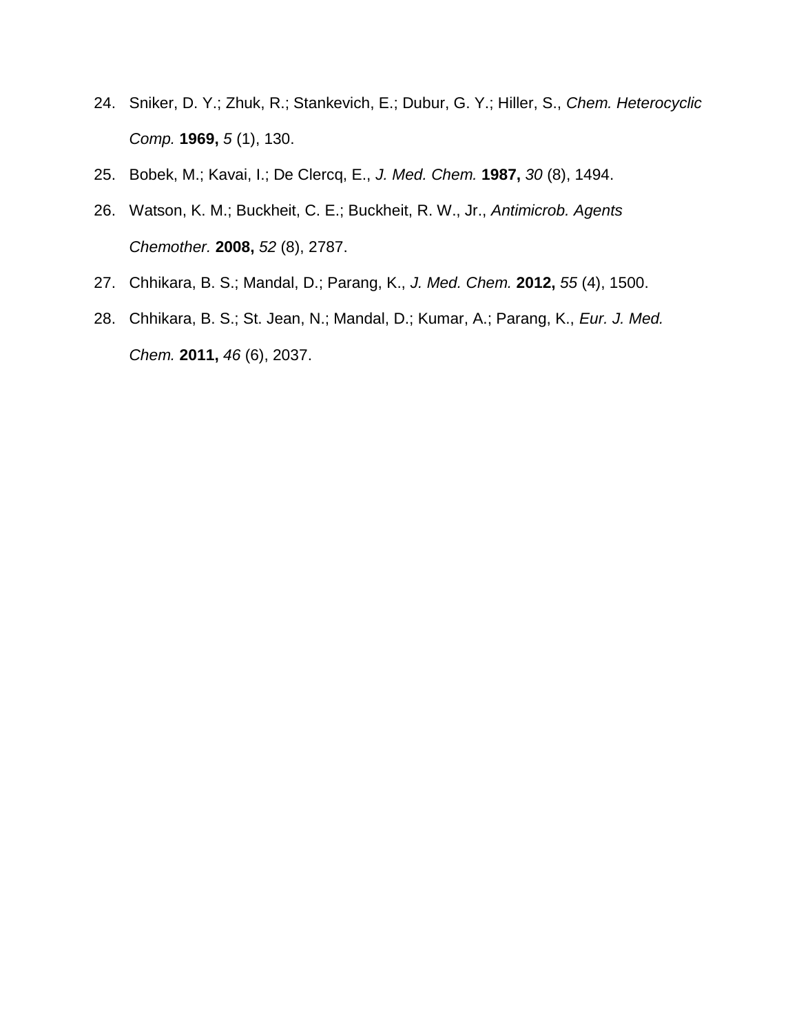24. Sniker, D. Y.; Zhuk, R.; Stankevich, E.; Dubur, G. Y.; Hiller, S., *Chem. Heterocyclic Comp.* **1969,** *5* (1), 130.
25. Bobek, M.; Kavai, I.; De Clercq, E., *J. Med. Chem.* **1987,** *30* (8), 1494.
26. Watson, K. M.; Buckheit, C. E.; Buckheit, R. W., Jr., *Antimicrob. Agents Chemother.* **2008,** *52* (8), 2787.
27. Chhikara, B. S.; Mandal, D.; Parang, K., *J. Med. Chem.* **2012,** *55* (4), 1500.
28. Chhikara, B. S.; St. Jean, N.; Mandal, D.; Kumar, A.; Parang, K., *Eur. J. Med. Chem.* **2011,** *46* (6), 2037.